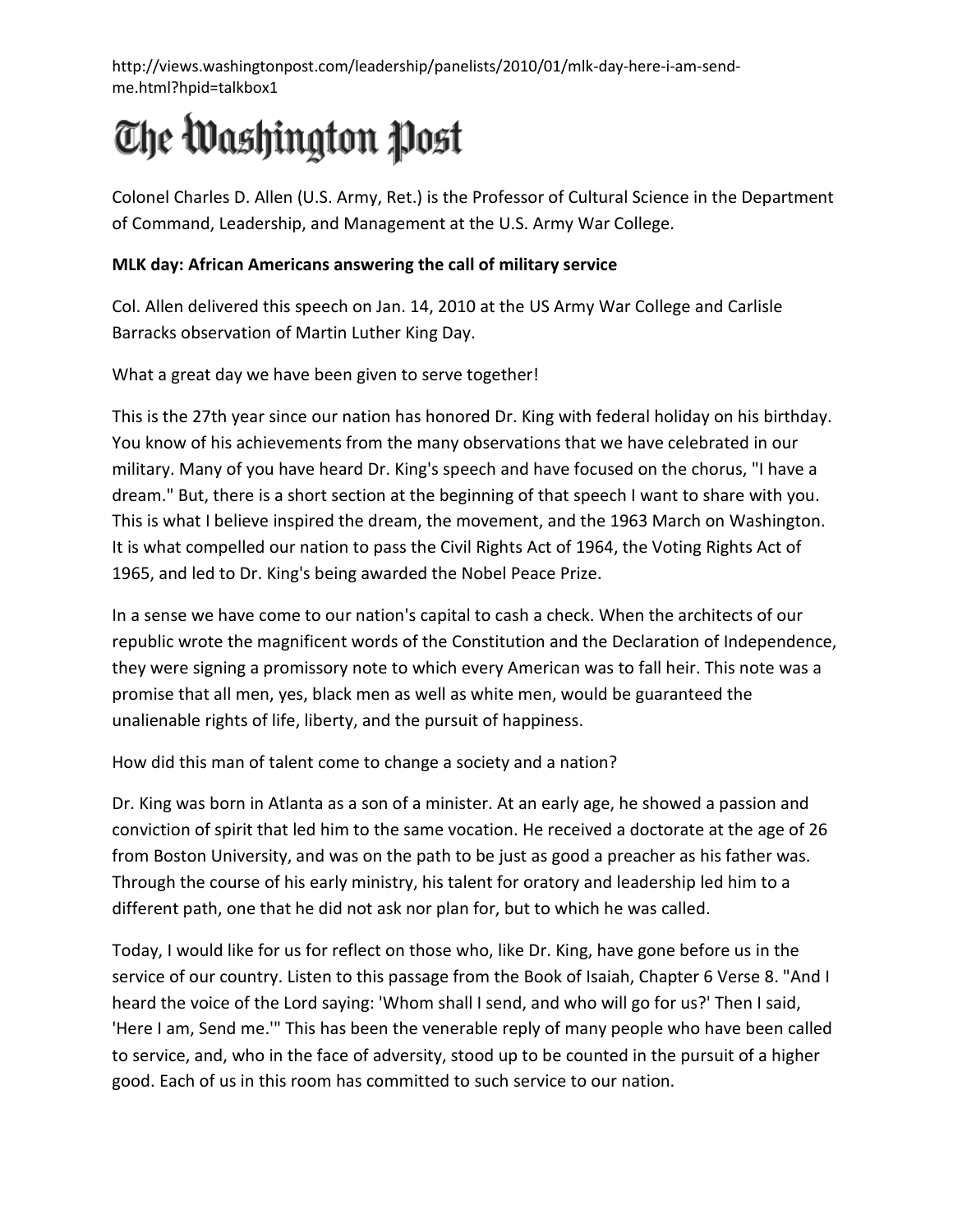http://views.washingtonpost.com/leadership/panelists/2010/01/mlk-day-here-i-am-send-me.html?hpid=talkbox1

# The Washington Post

Colonel Charles D. Allen (U.S. Army, Ret.) is the Professor of Cultural Science in the Department of Command, Leadership, and Management at the U.S. Army War College.

**MLK day: African Americans answering the call of military service**

Col. Allen delivered this speech on Jan. 14, 2010 at the US Army War College and Carlisle Barracks observation of Martin Luther King Day.

What a great day we have been given to serve together!

This is the 27th year since our nation has honored Dr. King with federal holiday on his birthday. You know of his achievements from the many observations that we have celebrated in our military. Many of you have heard Dr. King's speech and have focused on the chorus, "I have a dream." But, there is a short section at the beginning of that speech I want to share with you. This is what I believe inspired the dream, the movement, and the 1963 March on Washington. It is what compelled our nation to pass the Civil Rights Act of 1964, the Voting Rights Act of 1965, and led to Dr. King's being awarded the Nobel Peace Prize.

In a sense we have come to our nation's capital to cash a check. When the architects of our republic wrote the magnificent words of the Constitution and the Declaration of Independence, they were signing a promissory note to which every American was to fall heir. This note was a promise that all men, yes, black men as well as white men, would be guaranteed the unalienable rights of life, liberty, and the pursuit of happiness.

How did this man of talent come to change a society and a nation?

Dr. King was born in Atlanta as a son of a minister. At an early age, he showed a passion and conviction of spirit that led him to the same vocation. He received a doctorate at the age of 26 from Boston University, and was on the path to be just as good a preacher as his father was. Through the course of his early ministry, his talent for oratory and leadership led him to a different path, one that he did not ask nor plan for, but to which he was called.

Today, I would like for us for reflect on those who, like Dr. King, have gone before us in the service of our country. Listen to this passage from the Book of Isaiah, Chapter 6 Verse 8. "And I heard the voice of the Lord saying: 'Whom shall I send, and who will go for us?' Then I said, 'Here I am, Send me.'" This has been the venerable reply of many people who have been called to service, and, who in the face of adversity, stood up to be counted in the pursuit of a higher good. Each of us in this room has committed to such service to our nation.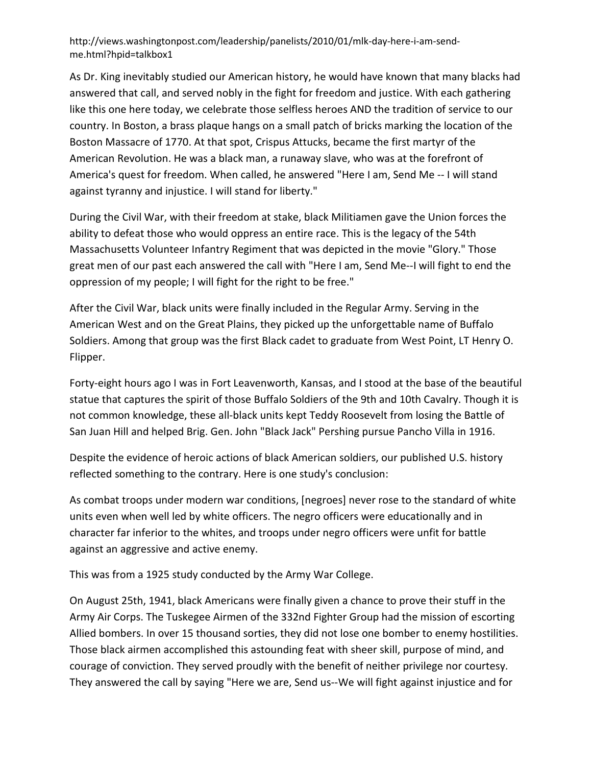http://views.washingtonpost.com/leadership/panelists/2010/01/mlk-day-here-i-am-send-me.html?hpid=talkbox1

As Dr. King inevitably studied our American history, he would have known that many blacks had answered that call, and served nobly in the fight for freedom and justice. With each gathering like this one here today, we celebrate those selfless heroes AND the tradition of service to our country. In Boston, a brass plaque hangs on a small patch of bricks marking the location of the Boston Massacre of 1770. At that spot, Crispus Attucks, became the first martyr of the American Revolution. He was a black man, a runaway slave, who was at the forefront of America's quest for freedom. When called, he answered "Here I am, Send Me -- I will stand against tyranny and injustice. I will stand for liberty."

During the Civil War, with their freedom at stake, black Militiamen gave the Union forces the ability to defeat those who would oppress an entire race. This is the legacy of the 54th Massachusetts Volunteer Infantry Regiment that was depicted in the movie "Glory." Those great men of our past each answered the call with "Here I am, Send Me--I will fight to end the oppression of my people; I will fight for the right to be free."

After the Civil War, black units were finally included in the Regular Army. Serving in the American West and on the Great Plains, they picked up the unforgettable name of Buffalo Soldiers. Among that group was the first Black cadet to graduate from West Point, LT Henry O. Flipper.

Forty-eight hours ago I was in Fort Leavenworth, Kansas, and I stood at the base of the beautiful statue that captures the spirit of those Buffalo Soldiers of the 9th and 10th Cavalry. Though it is not common knowledge, these all-black units kept Teddy Roosevelt from losing the Battle of San Juan Hill and helped Brig. Gen. John "Black Jack" Pershing pursue Pancho Villa in 1916.

Despite the evidence of heroic actions of black American soldiers, our published U.S. history reflected something to the contrary. Here is one study's conclusion:

As combat troops under modern war conditions, [negroes] never rose to the standard of white units even when well led by white officers. The negro officers were educationally and in character far inferior to the whites, and troops under negro officers were unfit for battle against an aggressive and active enemy.

This was from a 1925 study conducted by the Army War College.

On August 25th, 1941, black Americans were finally given a chance to prove their stuff in the Army Air Corps. The Tuskegee Airmen of the 332nd Fighter Group had the mission of escorting Allied bombers. In over 15 thousand sorties, they did not lose one bomber to enemy hostilities. Those black airmen accomplished this astounding feat with sheer skill, purpose of mind, and courage of conviction. They served proudly with the benefit of neither privilege nor courtesy. They answered the call by saying "Here we are, Send us--We will fight against injustice and for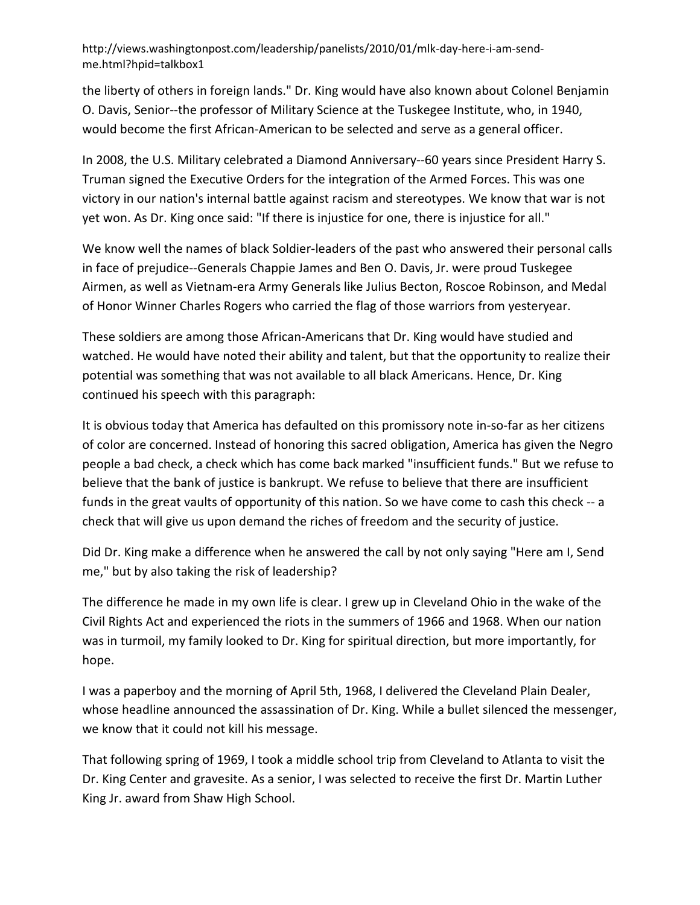the liberty of others in foreign lands." Dr. King would have also known about Colonel Benjamin O. Davis, Senior--the professor of Military Science at the Tuskegee Institute, who, in 1940, would become the first African-American to be selected and serve as a general officer.

In 2008, the U.S. Military celebrated a Diamond Anniversary--60 years since President Harry S. Truman signed the Executive Orders for the integration of the Armed Forces. This was one victory in our nation's internal battle against racism and stereotypes. We know that war is not yet won. As Dr. King once said: "If there is injustice for one, there is injustice for all."

We know well the names of black Soldier-leaders of the past who answered their personal calls in face of prejudice--Generals Chappie James and Ben O. Davis, Jr. were proud Tuskegee Airmen, as well as Vietnam-era Army Generals like Julius Becton, Roscoe Robinson, and Medal of Honor Winner Charles Rogers who carried the flag of those warriors from yesteryear.

These soldiers are among those African-Americans that Dr. King would have studied and watched. He would have noted their ability and talent, but that the opportunity to realize their potential was something that was not available to all black Americans. Hence, Dr. King continued his speech with this paragraph:

It is obvious today that America has defaulted on this promissory note in-so-far as her citizens of color are concerned. Instead of honoring this sacred obligation, America has given the Negro people a bad check, a check which has come back marked "insufficient funds." But we refuse to believe that the bank of justice is bankrupt. We refuse to believe that there are insufficient funds in the great vaults of opportunity of this nation. So we have come to cash this check -- a check that will give us upon demand the riches of freedom and the security of justice.

Did Dr. King make a difference when he answered the call by not only saying "Here am I, Send me," but by also taking the risk of leadership?

The difference he made in my own life is clear. I grew up in Cleveland Ohio in the wake of the Civil Rights Act and experienced the riots in the summers of 1966 and 1968. When our nation was in turmoil, my family looked to Dr. King for spiritual direction, but more importantly, for hope.

I was a paperboy and the morning of April 5th, 1968, I delivered the Cleveland Plain Dealer, whose headline announced the assassination of Dr. King. While a bullet silenced the messenger, we know that it could not kill his message.

That following spring of 1969, I took a middle school trip from Cleveland to Atlanta to visit the Dr. King Center and gravesite. As a senior, I was selected to receive the first Dr. Martin Luther King Jr. award from Shaw High School.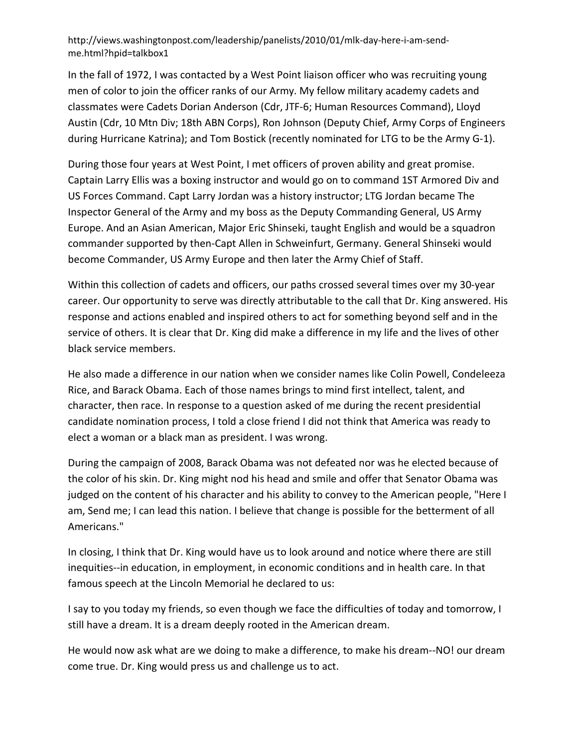http://views.washingtonpost.com/leadership/panelists/2010/01/mlk-day-here-i-am-send-me.html?hpid=talkbox1

In the fall of 1972, I was contacted by a West Point liaison officer who was recruiting young men of color to join the officer ranks of our Army. My fellow military academy cadets and classmates were Cadets Dorian Anderson (Cdr, JTF-6; Human Resources Command), Lloyd Austin (Cdr, 10 Mtn Div; 18th ABN Corps), Ron Johnson (Deputy Chief, Army Corps of Engineers during Hurricane Katrina); and Tom Bostick (recently nominated for LTG to be the Army G-1).

During those four years at West Point, I met officers of proven ability and great promise. Captain Larry Ellis was a boxing instructor and would go on to command 1ST Armored Div and US Forces Command. Capt Larry Jordan was a history instructor; LTG Jordan became The Inspector General of the Army and my boss as the Deputy Commanding General, US Army Europe. And an Asian American, Major Eric Shinseki, taught English and would be a squadron commander supported by then-Capt Allen in Schweinfurt, Germany. General Shinseki would become Commander, US Army Europe and then later the Army Chief of Staff.

Within this collection of cadets and officers, our paths crossed several times over my 30-year career. Our opportunity to serve was directly attributable to the call that Dr. King answered. His response and actions enabled and inspired others to act for something beyond self and in the service of others. It is clear that Dr. King did make a difference in my life and the lives of other black service members.

He also made a difference in our nation when we consider names like Colin Powell, Condeleeza Rice, and Barack Obama. Each of those names brings to mind first intellect, talent, and character, then race. In response to a question asked of me during the recent presidential candidate nomination process, I told a close friend I did not think that America was ready to elect a woman or a black man as president. I was wrong.

During the campaign of 2008, Barack Obama was not defeated nor was he elected because of the color of his skin. Dr. King might nod his head and smile and offer that Senator Obama was judged on the content of his character and his ability to convey to the American people, "Here I am, Send me; I can lead this nation. I believe that change is possible for the betterment of all Americans."

In closing, I think that Dr. King would have us to look around and notice where there are still inequities--in education, in employment, in economic conditions and in health care. In that famous speech at the Lincoln Memorial he declared to us:

I say to you today my friends, so even though we face the difficulties of today and tomorrow, I still have a dream. It is a dream deeply rooted in the American dream.

He would now ask what are we doing to make a difference, to make his dream--NO! our dream come true. Dr. King would press us and challenge us to act.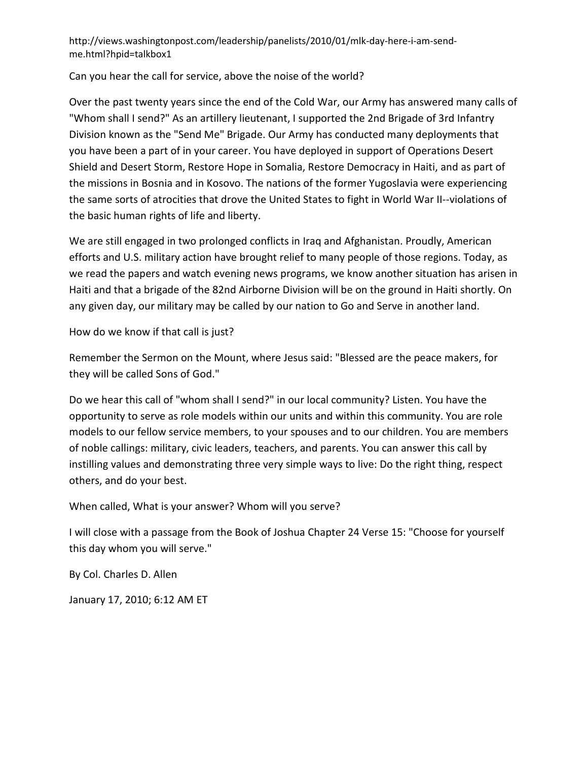http://views.washingtonpost.com/leadership/panelists/2010/01/mlk-day-here-i-am-send-me.html?hpid=talkbox1

Can you hear the call for service, above the noise of the world?

Over the past twenty years since the end of the Cold War, our Army has answered many calls of "Whom shall I send?" As an artillery lieutenant, I supported the 2nd Brigade of 3rd Infantry Division known as the "Send Me" Brigade. Our Army has conducted many deployments that you have been a part of in your career. You have deployed in support of Operations Desert Shield and Desert Storm, Restore Hope in Somalia, Restore Democracy in Haiti, and as part of the missions in Bosnia and in Kosovo. The nations of the former Yugoslavia were experiencing the same sorts of atrocities that drove the United States to fight in World War II--violations of the basic human rights of life and liberty.

We are still engaged in two prolonged conflicts in Iraq and Afghanistan. Proudly, American efforts and U.S. military action have brought relief to many people of those regions. Today, as we read the papers and watch evening news programs, we know another situation has arisen in Haiti and that a brigade of the 82nd Airborne Division will be on the ground in Haiti shortly. On any given day, our military may be called by our nation to Go and Serve in another land.

How do we know if that call is just?

Remember the Sermon on the Mount, where Jesus said: "Blessed are the peace makers, for they will be called Sons of God."

Do we hear this call of "whom shall I send?" in our local community? Listen. You have the opportunity to serve as role models within our units and within this community. You are role models to our fellow service members, to your spouses and to our children. You are members of noble callings: military, civic leaders, teachers, and parents. You can answer this call by instilling values and demonstrating three very simple ways to live: Do the right thing, respect others, and do your best.

When called, What is your answer? Whom will you serve?

I will close with a passage from the Book of Joshua Chapter 24 Verse 15: "Choose for yourself this day whom you will serve."

By Col. Charles D. Allen

January 17, 2010; 6:12 AM ET